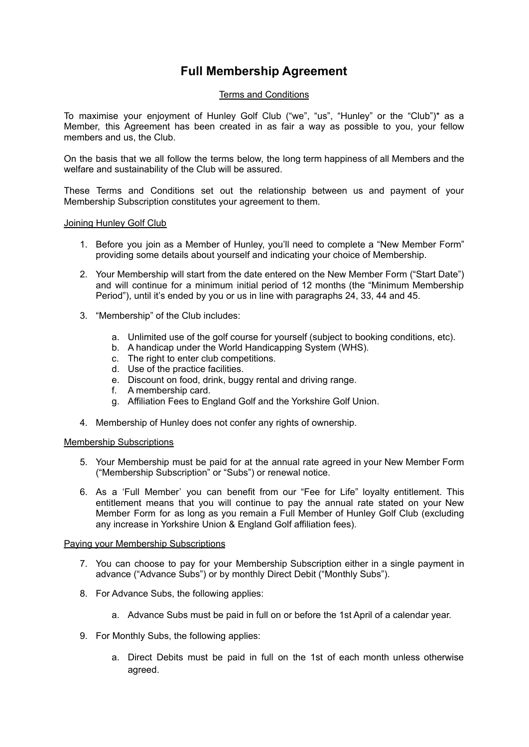# Full Membership Agreement

Terms and Conditions

To maximise your enjoyment of Hunley Golf Club ("we", "us", "Hunley" or the "Club")* as a Member, this Agreement has been created in as fair a way as possible to you, your fellow members and us, the Club.

On the basis that we all follow the terms below, the long term happiness of all Members and the welfare and sustainability of the Club will be assured.

These Terms and Conditions set out the relationship between us and payment of your Membership Subscription constitutes your agreement to them.

Joining Hunley Golf Club

1. Before you join as a Member of Hunley, you'll need to complete a "New Member Form" providing some details about yourself and indicating your choice of Membership.
2. Your Membership will start from the date entered on the New Member Form ("Start Date") and will continue for a minimum initial period of 12 months (the "Minimum Membership Period"), until it's ended by you or us in line with paragraphs 24, 33, 44 and 45.
3. "Membership" of the Club includes:
    a. Unlimited use of the golf course for yourself (subject to booking conditions, etc).
    b. A handicap under the World Handicapping System (WHS).
    c. The right to enter club competitions.
    d. Use of the practice facilities.
    e. Discount on food, drink, buggy rental and driving range.
    f. A membership card.
    g. Affiliation Fees to England Golf and the Yorkshire Golf Union.
4. Membership of Hunley does not confer any rights of ownership.

Membership Subscriptions

5. Your Membership must be paid for at the annual rate agreed in your New Member Form ("Membership Subscription" or "Subs") or renewal notice.
6. As a 'Full Member' you can benefit from our "Fee for Life" loyalty entitlement. This entitlement means that you will continue to pay the annual rate stated on your New Member Form for as long as you remain a Full Member of Hunley Golf Club (excluding any increase in Yorkshire Union & England Golf affiliation fees).

Paying your Membership Subscriptions

7. You can choose to pay for your Membership Subscription either in a single payment in advance ("Advance Subs") or by monthly Direct Debit ("Monthly Subs").
8. For Advance Subs, the following applies:
    a. Advance Subs must be paid in full on or before the 1st April of a calendar year.
9. For Monthly Subs, the following applies:
    a. Direct Debits must be paid in full on the 1st of each month unless otherwise agreed.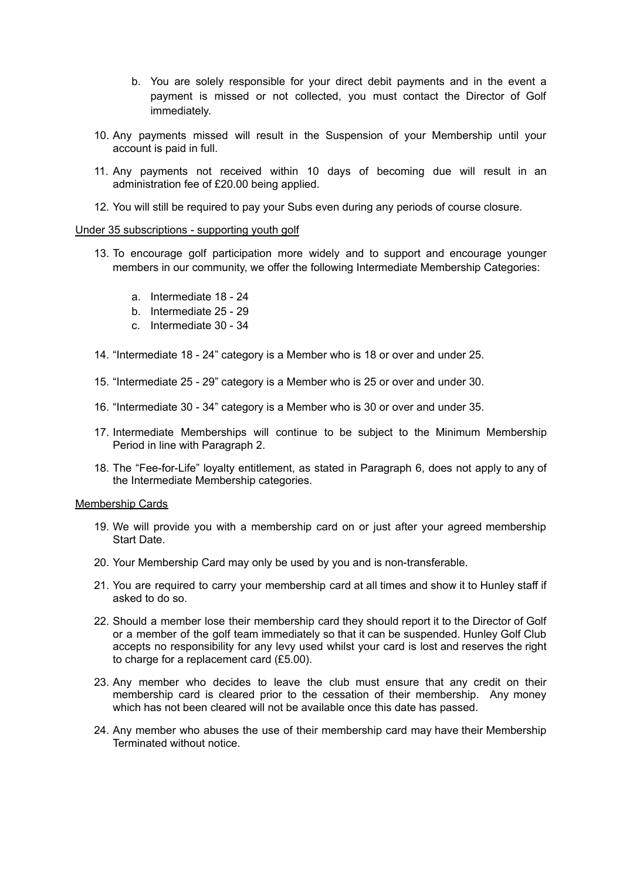b. You are solely responsible for your direct debit payments and in the event a payment is missed or not collected, you must contact the Director of Golf immediately.

10. Any payments missed will result in the Suspension of your Membership until your account is paid in full.

11. Any payments not received within 10 days of becoming due will result in an administration fee of £20.00 being applied.

12. You will still be required to pay your Subs even during any periods of course closure.

<u>Under 35 subscriptions - supporting youth golf</u>

13. To encourage golf participation more widely and to support and encourage younger members in our community, we offer the following Intermediate Membership Categories:

    a. Intermediate 18 - 24
    b. Intermediate 25 - 29
    c. Intermediate 30 - 34

14. "Intermediate 18 - 24" category is a Member who is 18 or over and under 25.

15. "Intermediate 25 - 29" category is a Member who is 25 or over and under 30.

16. "Intermediate 30 - 34" category is a Member who is 30 or over and under 35.

17. Intermediate Memberships will continue to be subject to the Minimum Membership Period in line with Paragraph 2.

18. The "Fee-for-Life" loyalty entitlement, as stated in Paragraph 6, does not apply to any of the Intermediate Membership categories.

<u>Membership Cards</u>

19. We will provide you with a membership card on or just after your agreed membership Start Date.

20. Your Membership Card may only be used by you and is non-transferable.

21. You are required to carry your membership card at all times and show it to Hunley staff if asked to do so.

22. Should a member lose their membership card they should report it to the Director of Golf or a member of the golf team immediately so that it can be suspended. Hunley Golf Club accepts no responsibility for any levy used whilst your card is lost and reserves the right to charge for a replacement card (£5.00).

23. Any member who decides to leave the club must ensure that any credit on their membership card is cleared prior to the cessation of their membership. Any money which has not been cleared will not be available once this date has passed.

24. Any member who abuses the use of their membership card may have their Membership Terminated without notice.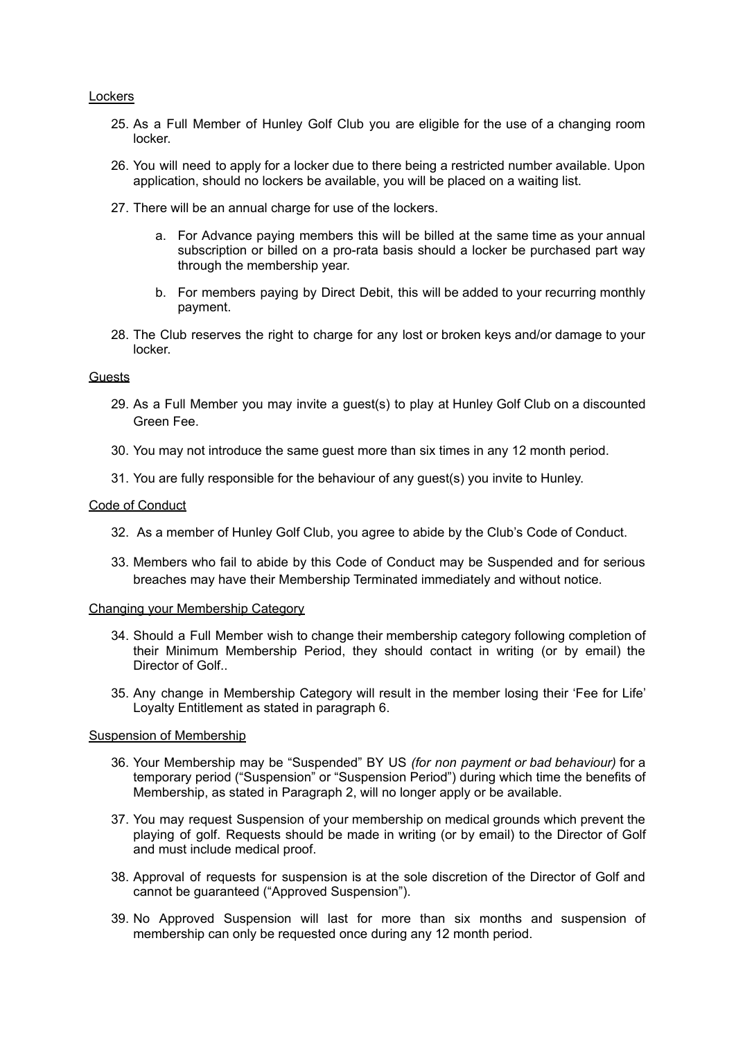<u>Lockers</u>

25. As a Full Member of Hunley Golf Club you are eligible for the use of a changing room locker.

26. You will need to apply for a locker due to there being a restricted number available. Upon application, should no lockers be available, you will be placed on a waiting list.

27. There will be an annual charge for use of the lockers.

    a. For Advance paying members this will be billed at the same time as your annual subscription or billed on a pro-rata basis should a locker be purchased part way through the membership year.

    b. For members paying by Direct Debit, this will be added to your recurring monthly payment.

28. The Club reserves the right to charge for any lost or broken keys and/or damage to your locker.

<u>Guests</u>

29. As a Full Member you may invite a guest(s) to play at Hunley Golf Club on a discounted Green Fee.

30. You may not introduce the same guest more than six times in any 12 month period.

31. You are fully responsible for the behaviour of any guest(s) you invite to Hunley.

<u>Code of Conduct</u>

32. As a member of Hunley Golf Club, you agree to abide by the Club's Code of Conduct.

33. Members who fail to abide by this Code of Conduct may be Suspended and for serious breaches may have their Membership Terminated immediately and without notice.

<u>Changing your Membership Category</u>

34. Should a Full Member wish to change their membership category following completion of their Minimum Membership Period, they should contact in writing (or by email) the Director of Golf..

35. Any change in Membership Category will result in the member losing their 'Fee for Life' Loyalty Entitlement as stated in paragraph 6.

<u>Suspension of Membership</u>

36. Your Membership may be "Suspended" BY US *(for non payment or bad behaviour)* for a temporary period ("Suspension" or "Suspension Period") during which time the benefits of Membership, as stated in Paragraph 2, will no longer apply or be available.

37. You may request Suspension of your membership on medical grounds which prevent the playing of golf. Requests should be made in writing (or by email) to the Director of Golf and must include medical proof.

38. Approval of requests for suspension is at the sole discretion of the Director of Golf and cannot be guaranteed ("Approved Suspension").

39. No Approved Suspension will last for more than six months and suspension of membership can only be requested once during any 12 month period.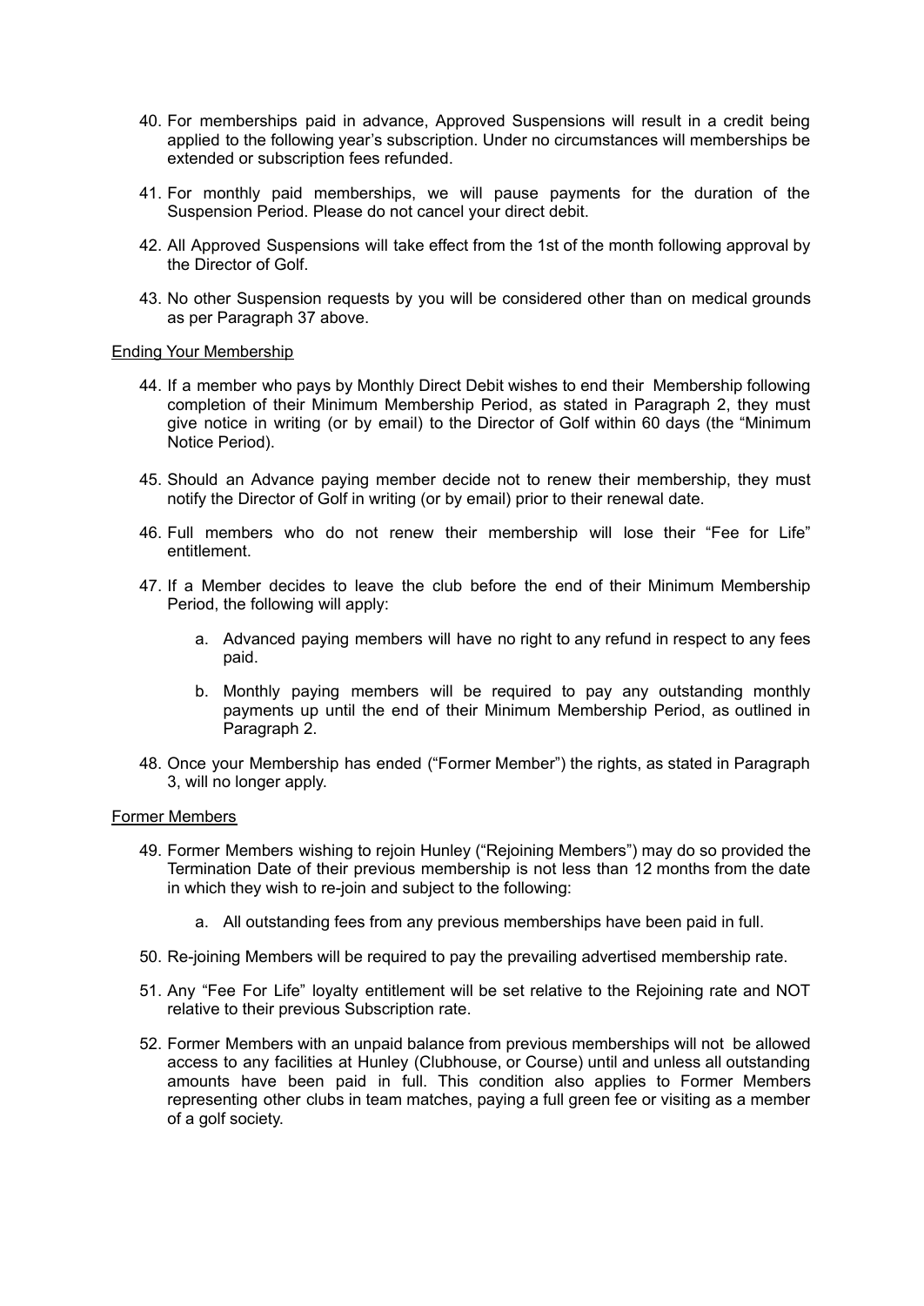40. For memberships paid in advance, Approved Suspensions will result in a credit being applied to the following year's subscription. Under no circumstances will memberships be extended or subscription fees refunded.

41. For monthly paid memberships, we will pause payments for the duration of the Suspension Period. Please do not cancel your direct debit.

42. All Approved Suspensions will take effect from the 1st of the month following approval by the Director of Golf.

43. No other Suspension requests by you will be considered other than on medical grounds as per Paragraph 37 above.

<u>Ending Your Membership</u>

44. If a member who pays by Monthly Direct Debit wishes to end their Membership following completion of their Minimum Membership Period, as stated in Paragraph 2, they must give notice in writing (or by email) to the Director of Golf within 60 days (the "Minimum Notice Period).

45. Should an Advance paying member decide not to renew their membership, they must notify the Director of Golf in writing (or by email) prior to their renewal date.

46. Full members who do not renew their membership will lose their "Fee for Life" entitlement.

47. If a Member decides to leave the club before the end of their Minimum Membership Period, the following will apply:

    a. Advanced paying members will have no right to any refund in respect to any fees paid.

    b. Monthly paying members will be required to pay any outstanding monthly payments up until the end of their Minimum Membership Period, as outlined in Paragraph 2.

48. Once your Membership has ended ("Former Member") the rights, as stated in Paragraph 3, will no longer apply.

<u>Former Members</u>

49. Former Members wishing to rejoin Hunley ("Rejoining Members") may do so provided the Termination Date of their previous membership is not less than 12 months from the date in which they wish to re-join and subject to the following:

    a. All outstanding fees from any previous memberships have been paid in full.

50. Re-joining Members will be required to pay the prevailing advertised membership rate.

51. Any "Fee For Life" loyalty entitlement will be set relative to the Rejoining rate and NOT relative to their previous Subscription rate.

52. Former Members with an unpaid balance from previous memberships will not be allowed access to any facilities at Hunley (Clubhouse, or Course) until and unless all outstanding amounts have been paid in full. This condition also applies to Former Members representing other clubs in team matches, paying a full green fee or visiting as a member of a golf society.